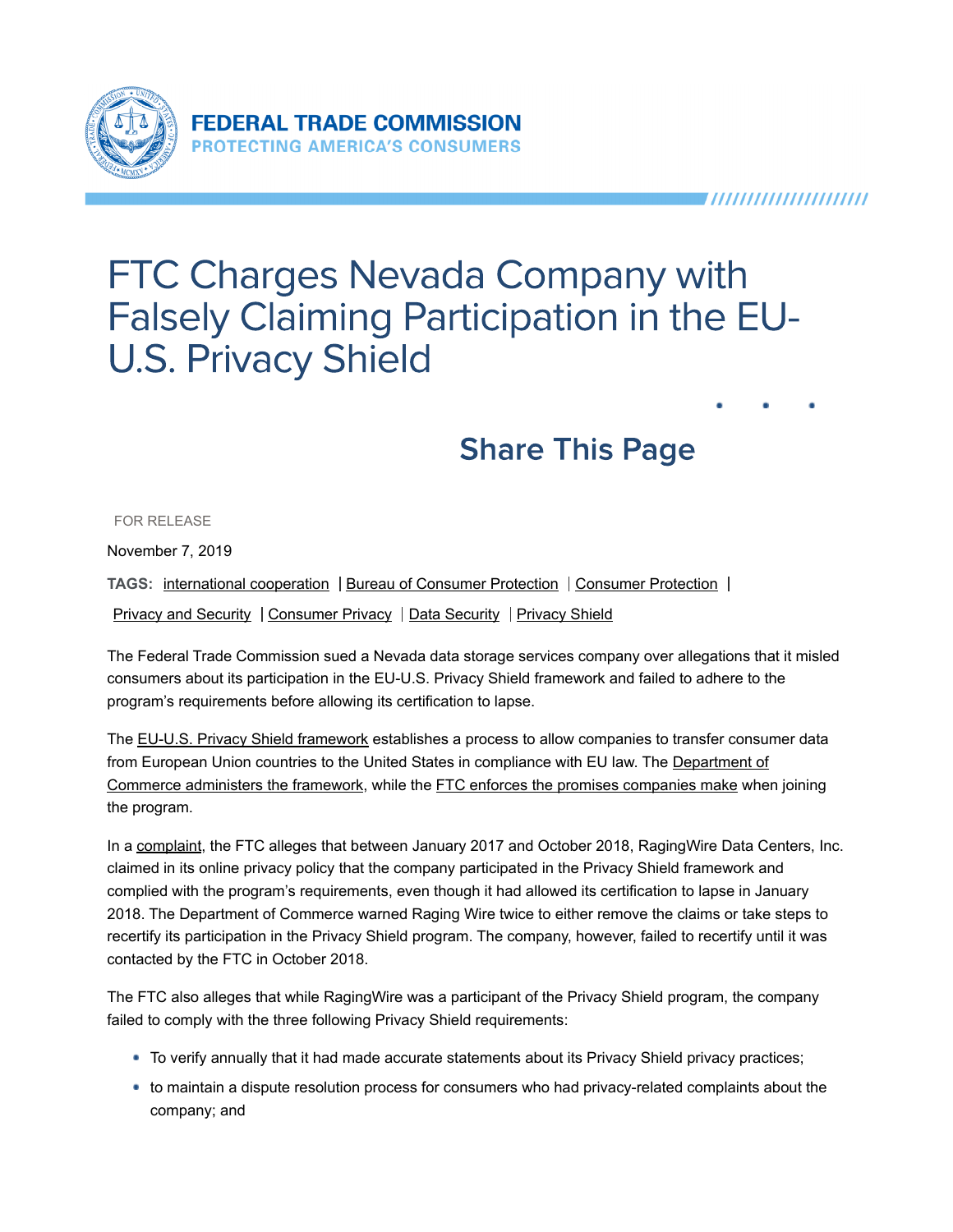**FEDERAL TRADE COMMISSION**
**PROTECTING AMERICA'S CONSUMERS**

# FTC Charges Nevada Company with Falsely Claiming Participation in the EU-U.S. Privacy Shield

## Share This Page

FOR RELEASE

November 7, 2019

**TAGS:** international cooperation | Bureau of Consumer Protection | Consumer Protection | Privacy and Security | Consumer Privacy | Data Security | Privacy Shield

The Federal Trade Commission sued a Nevada data storage services company over allegations that it misled consumers about its participation in the EU-U.S. Privacy Shield framework and failed to adhere to the program's requirements before allowing its certification to lapse.

The EU-U.S. Privacy Shield framework establishes a process to allow companies to transfer consumer data from European Union countries to the United States in compliance with EU law. The Department of Commerce administers the framework, while the FTC enforces the promises companies make when joining the program.

In a complaint, the FTC alleges that between January 2017 and October 2018, RagingWire Data Centers, Inc. claimed in its online privacy policy that the company participated in the Privacy Shield framework and complied with the program's requirements, even though it had allowed its certification to lapse in January 2018. The Department of Commerce warned Raging Wire twice to either remove the claims or take steps to recertify its participation in the Privacy Shield program. The company, however, failed to recertify until it was contacted by the FTC in October 2018.

The FTC also alleges that while RagingWire was a participant of the Privacy Shield program, the company failed to comply with the three following Privacy Shield requirements:

- To verify annually that it had made accurate statements about its Privacy Shield privacy practices;
- to maintain a dispute resolution process for consumers who had privacy-related complaints about the company; and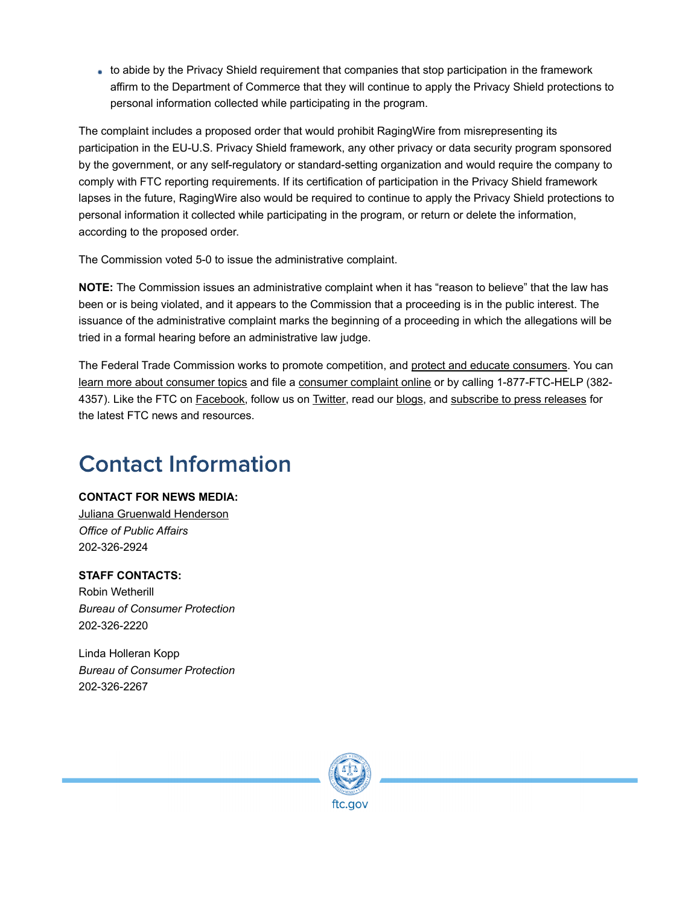- to abide by the Privacy Shield requirement that companies that stop participation in the framework affirm to the Department of Commerce that they will continue to apply the Privacy Shield protections to personal information collected while participating in the program.

The complaint includes a proposed order that would prohibit RagingWire from misrepresenting its participation in the EU-U.S. Privacy Shield framework, any other privacy or data security program sponsored by the government, or any self-regulatory or standard-setting organization and would require the company to comply with FTC reporting requirements. If its certification of participation in the Privacy Shield framework lapses in the future, RagingWire also would be required to continue to apply the Privacy Shield protections to personal information it collected while participating in the program, or return or delete the information, according to the proposed order.

The Commission voted 5-0 to issue the administrative complaint.

**NOTE:** The Commission issues an administrative complaint when it has "reason to believe" that the law has been or is being violated, and it appears to the Commission that a proceeding is in the public interest. The issuance of the administrative complaint marks the beginning of a proceeding in which the allegations will be tried in a formal hearing before an administrative law judge.

The Federal Trade Commission works to promote competition, and protect and educate consumers. You can learn more about consumer topics and file a consumer complaint online or by calling 1-877-FTC-HELP (382-4357). Like the FTC on Facebook, follow us on Twitter, read our blogs, and subscribe to press releases for the latest FTC news and resources.

## Contact Information

**CONTACT FOR NEWS MEDIA:**
Juliana Gruenwald Henderson
*Office of Public Affairs*
202-326-2924

**STAFF CONTACTS:**
Robin Wetherill
*Bureau of Consumer Protection*
202-326-2220

Linda Holleran Kopp
*Bureau of Consumer Protection*
202-326-2267

ftc.gov